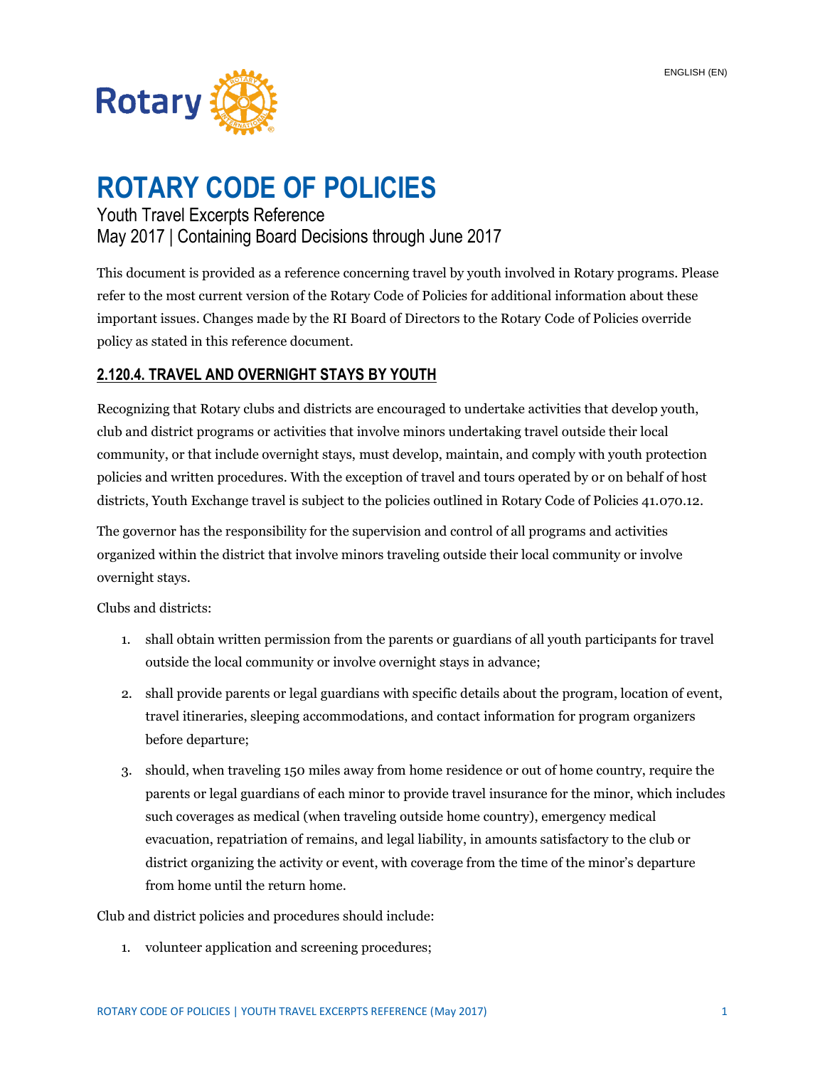ENGLISH (EN)

Rotary

# ROTARY CODE OF POLICIES

Youth Travel Excerpts Reference
May 2017 | Containing Board Decisions through June 2017

This document is provided as a reference concerning travel by youth involved in Rotary programs. Please refer to the most current version of the Rotary Code of Policies for additional information about these important issues. Changes made by the RI Board of Directors to the Rotary Code of Policies override policy as stated in this reference document.

## 2.120.4. TRAVEL AND OVERNIGHT STAYS BY YOUTH

Recognizing that Rotary clubs and districts are encouraged to undertake activities that develop youth, club and district programs or activities that involve minors undertaking travel outside their local community, or that include overnight stays, must develop, maintain, and comply with youth protection policies and written procedures. With the exception of travel and tours operated by or on behalf of host districts, Youth Exchange travel is subject to the policies outlined in Rotary Code of Policies 41.070.12.

The governor has the responsibility for the supervision and control of all programs and activities organized within the district that involve minors traveling outside their local community or involve overnight stays.

Clubs and districts:

1. shall obtain written permission from the parents or guardians of all youth participants for travel outside the local community or involve overnight stays in advance;
2. shall provide parents or legal guardians with specific details about the program, location of event, travel itineraries, sleeping accommodations, and contact information for program organizers before departure;
3. should, when traveling 150 miles away from home residence or out of home country, require the parents or legal guardians of each minor to provide travel insurance for the minor, which includes such coverages as medical (when traveling outside home country), emergency medical evacuation, repatriation of remains, and legal liability, in amounts satisfactory to the club or district organizing the activity or event, with coverage from the time of the minor's departure from home until the return home.

Club and district policies and procedures should include:

1. volunteer application and screening procedures;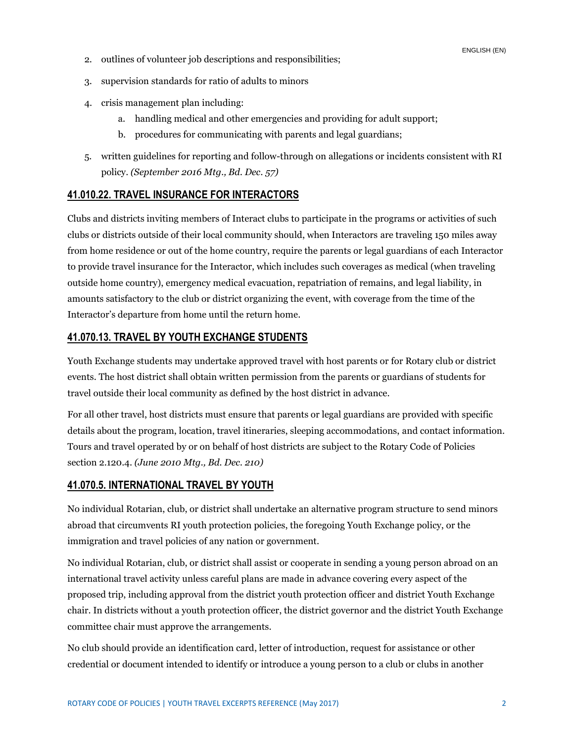2. outlines of volunteer job descriptions and responsibilities;
3. supervision standards for ratio of adults to minors
4. crisis management plan including:
    a. handling medical and other emergencies and providing for adult support;
    b. procedures for communicating with parents and legal guardians;
5. written guidelines for reporting and follow-through on allegations or incidents consistent with RI policy. *(September 2016 Mtg., Bd. Dec. 57)*

## 41.010.22. TRAVEL INSURANCE FOR INTERACTORS

Clubs and districts inviting members of Interact clubs to participate in the programs or activities of such clubs or districts outside of their local community should, when Interactors are traveling 150 miles away from home residence or out of the home country, require the parents or legal guardians of each Interactor to provide travel insurance for the Interactor, which includes such coverages as medical (when traveling outside home country), emergency medical evacuation, repatriation of remains, and legal liability, in amounts satisfactory to the club or district organizing the event, with coverage from the time of the Interactor's departure from home until the return home.

## 41.070.13. TRAVEL BY YOUTH EXCHANGE STUDENTS

Youth Exchange students may undertake approved travel with host parents or for Rotary club or district events. The host district shall obtain written permission from the parents or guardians of students for travel outside their local community as defined by the host district in advance.

For all other travel, host districts must ensure that parents or legal guardians are provided with specific details about the program, location, travel itineraries, sleeping accommodations, and contact information. Tours and travel operated by or on behalf of host districts are subject to the Rotary Code of Policies section 2.120.4. *(June 2010 Mtg., Bd. Dec. 210)*

## 41.070.5. INTERNATIONAL TRAVEL BY YOUTH

No individual Rotarian, club, or district shall undertake an alternative program structure to send minors abroad that circumvents RI youth protection policies, the foregoing Youth Exchange policy, or the immigration and travel policies of any nation or government.

No individual Rotarian, club, or district shall assist or cooperate in sending a young person abroad on an international travel activity unless careful plans are made in advance covering every aspect of the proposed trip, including approval from the district youth protection officer and district Youth Exchange chair. In districts without a youth protection officer, the district governor and the district Youth Exchange committee chair must approve the arrangements.

No club should provide an identification card, letter of introduction, request for assistance or other credential or document intended to identify or introduce a young person to a club or clubs in another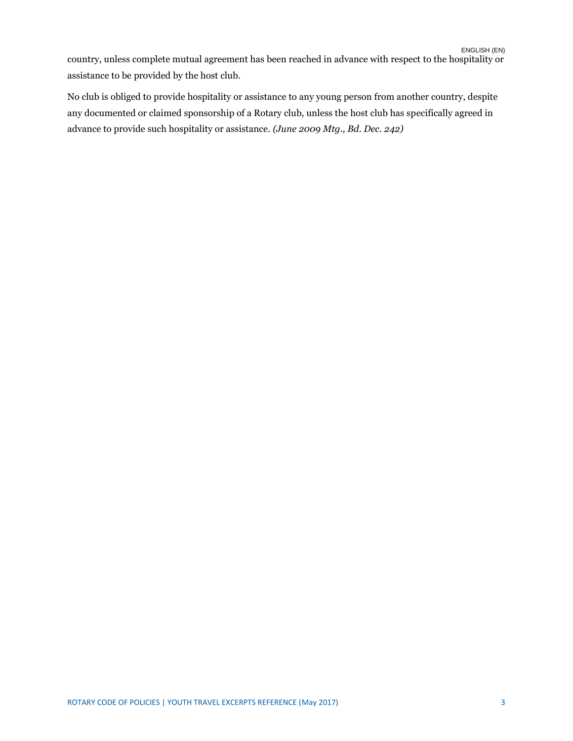country, unless complete mutual agreement has been reached in advance with respect to the hospitality or assistance to be provided by the host club.

No club is obliged to provide hospitality or assistance to any young person from another country, despite any documented or claimed sponsorship of a Rotary club, unless the host club has specifically agreed in advance to provide such hospitality or assistance. *(June 2009 Mtg., Bd. Dec. 242)*